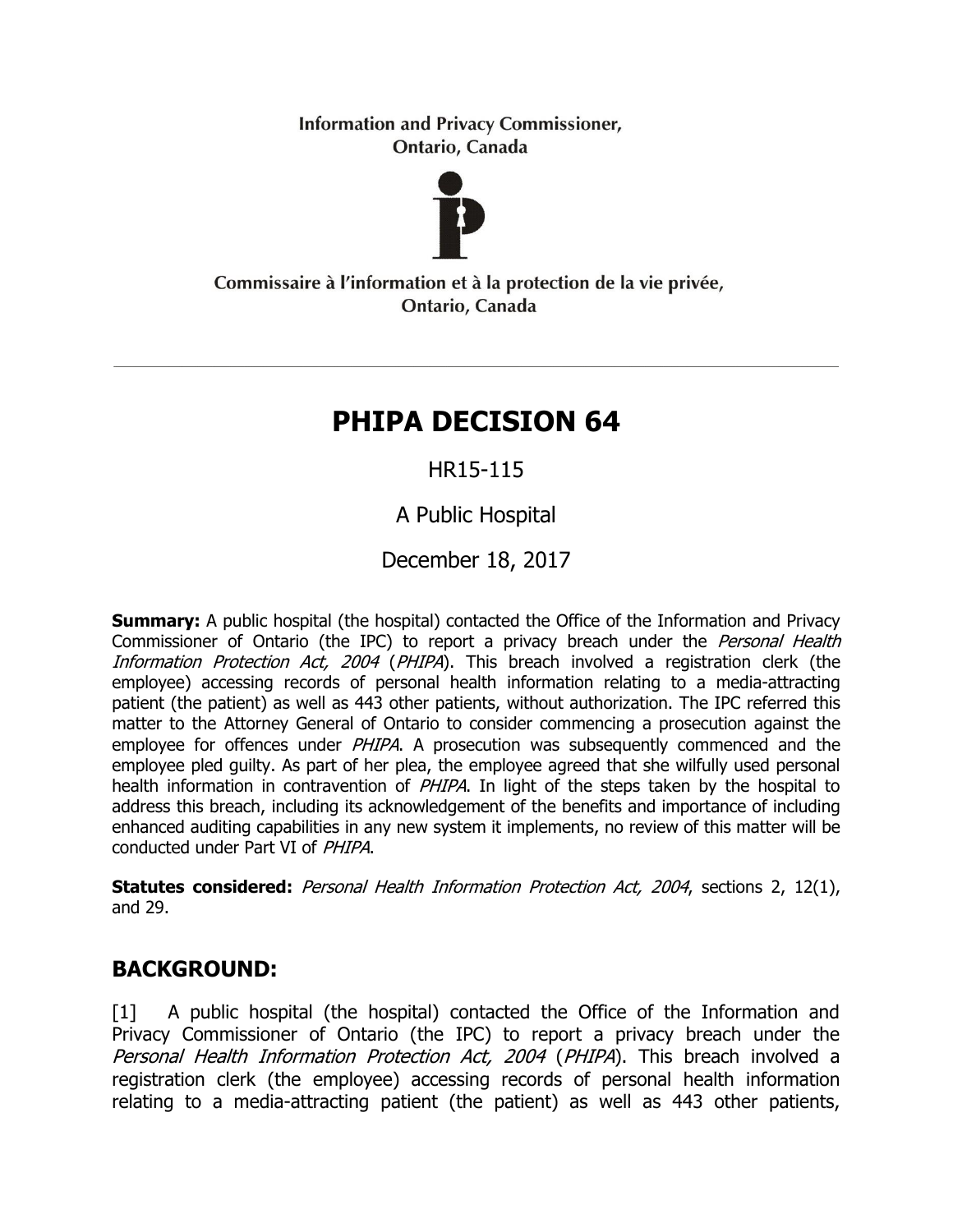Information and Privacy Commissioner,
Ontario, Canada

Commissaire à l'information et à la protection de la vie privée,
Ontario, Canada

---

# PHIPA DECISION 64

HR15-115

A Public Hospital

December 18, 2017

**Summary:** A public hospital (the hospital) contacted the Office of the Information and Privacy Commissioner of Ontario (the IPC) to report a privacy breach under the *Personal Health Information Protection Act, 2004* (*PHIPA*). This breach involved a registration clerk (the employee) accessing records of personal health information relating to a media-attracting patient (the patient) as well as 443 other patients, without authorization. The IPC referred this matter to the Attorney General of Ontario to consider commencing a prosecution against the employee for offences under *PHIPA*. A prosecution was subsequently commenced and the employee pled guilty. As part of her plea, the employee agreed that she wilfully used personal health information in contravention of *PHIPA*. In light of the steps taken by the hospital to address this breach, including its acknowledgement of the benefits and importance of including enhanced auditing capabilities in any new system it implements, no review of this matter will be conducted under Part VI of *PHIPA*.

**Statutes considered:** *Personal Health Information Protection Act, 2004*, sections 2, 12(1), and 29.

## BACKGROUND:

[1] A public hospital (the hospital) contacted the Office of the Information and Privacy Commissioner of Ontario (the IPC) to report a privacy breach under the *Personal Health Information Protection Act, 2004* (*PHIPA*). This breach involved a registration clerk (the employee) accessing records of personal health information relating to a media-attracting patient (the patient) as well as 443 other patients,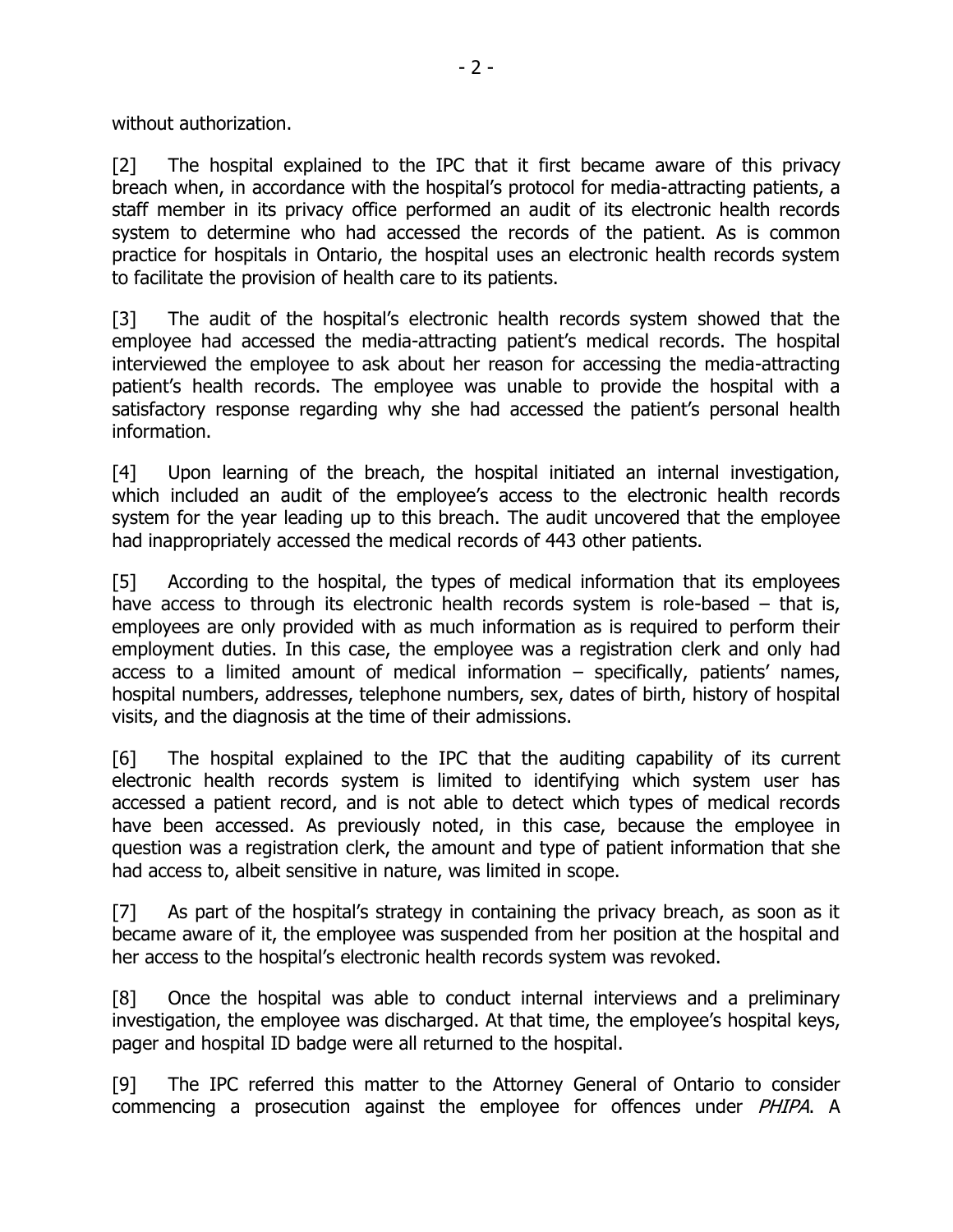without authorization.

[2] The hospital explained to the IPC that it first became aware of this privacy breach when, in accordance with the hospital's protocol for media-attracting patients, a staff member in its privacy office performed an audit of its electronic health records system to determine who had accessed the records of the patient. As is common practice for hospitals in Ontario, the hospital uses an electronic health records system to facilitate the provision of health care to its patients.

[3] The audit of the hospital's electronic health records system showed that the employee had accessed the media-attracting patient's medical records. The hospital interviewed the employee to ask about her reason for accessing the media-attracting patient's health records. The employee was unable to provide the hospital with a satisfactory response regarding why she had accessed the patient's personal health information.

[4] Upon learning of the breach, the hospital initiated an internal investigation, which included an audit of the employee's access to the electronic health records system for the year leading up to this breach. The audit uncovered that the employee had inappropriately accessed the medical records of 443 other patients.

[5] According to the hospital, the types of medical information that its employees have access to through its electronic health records system is role-based – that is, employees are only provided with as much information as is required to perform their employment duties. In this case, the employee was a registration clerk and only had access to a limited amount of medical information – specifically, patients' names, hospital numbers, addresses, telephone numbers, sex, dates of birth, history of hospital visits, and the diagnosis at the time of their admissions.

[6] The hospital explained to the IPC that the auditing capability of its current electronic health records system is limited to identifying which system user has accessed a patient record, and is not able to detect which types of medical records have been accessed. As previously noted, in this case, because the employee in question was a registration clerk, the amount and type of patient information that she had access to, albeit sensitive in nature, was limited in scope.

[7] As part of the hospital's strategy in containing the privacy breach, as soon as it became aware of it, the employee was suspended from her position at the hospital and her access to the hospital's electronic health records system was revoked.

[8] Once the hospital was able to conduct internal interviews and a preliminary investigation, the employee was discharged. At that time, the employee's hospital keys, pager and hospital ID badge were all returned to the hospital.

[9] The IPC referred this matter to the Attorney General of Ontario to consider commencing a prosecution against the employee for offences under *PHIPA*. A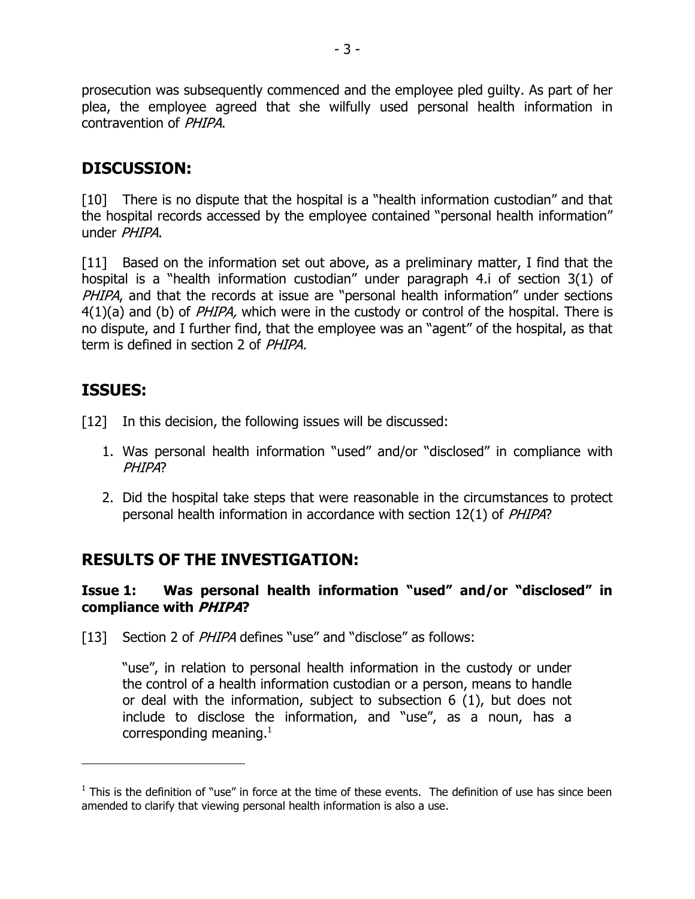prosecution was subsequently commenced and the employee pled guilty. As part of her plea, the employee agreed that she wilfully used personal health information in contravention of *PHIPA*.

## DISCUSSION:

[10] There is no dispute that the hospital is a "health information custodian" and that the hospital records accessed by the employee contained "personal health information" under *PHIPA*.

[11] Based on the information set out above, as a preliminary matter, I find that the hospital is a "health information custodian" under paragraph 4.i of section 3(1) of *PHIPA*, and that the records at issue are "personal health information" under sections 4(1)(a) and (b) of *PHIPA,* which were in the custody or control of the hospital. There is no dispute, and I further find, that the employee was an "agent" of the hospital, as that term is defined in section 2 of *PHIPA.*

## ISSUES:

[12] In this decision, the following issues will be discussed:

1. Was personal health information "used" and/or "disclosed" in compliance with *PHIPA*?
2. Did the hospital take steps that were reasonable in the circumstances to protect personal health information in accordance with section 12(1) of *PHIPA*?

## RESULTS OF THE INVESTIGATION:

### Issue 1: Was personal health information "used" and/or "disclosed" in compliance with *PHIPA*?

[13] Section 2 of *PHIPA* defines "use" and "disclose" as follows:

> "use", in relation to personal health information in the custody or under the control of a health information custodian or a person, means to handle or deal with the information, subject to subsection 6 (1), but does not include to disclose the information, and "use", as a noun, has a corresponding meaning.[1]

[1] This is the definition of "use" in force at the time of these events. The definition of use has since been amended to clarify that viewing personal health information is also a use.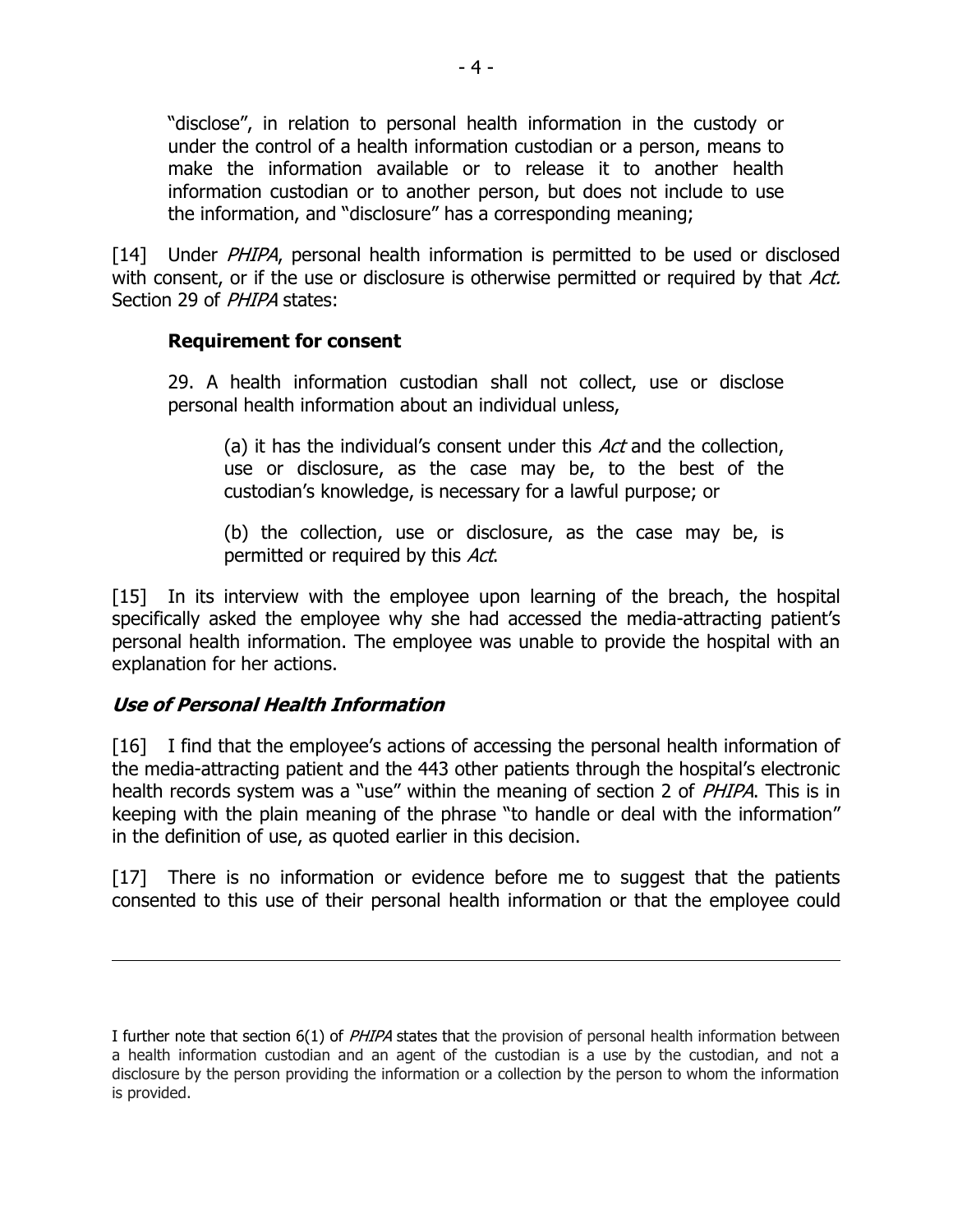"disclose", in relation to personal health information in the custody or under the control of a health information custodian or a person, means to make the information available or to release it to another health information custodian or to another person, but does not include to use the information, and "disclosure" has a corresponding meaning;

[14] Under *PHIPA*, personal health information is permitted to be used or disclosed with consent, or if the use or disclosure is otherwise permitted or required by that *Act*. Section 29 of *PHIPA* states:

> **Requirement for consent**
>
> 29. A health information custodian shall not collect, use or disclose personal health information about an individual unless,
>
> > (a) it has the individual's consent under this *Act* and the collection, use or disclosure, as the case may be, to the best of the custodian's knowledge, is necessary for a lawful purpose; or
> >
> > (b) the collection, use or disclosure, as the case may be, is permitted or required by this *Act*.

[15] In its interview with the employee upon learning of the breach, the hospital specifically asked the employee why she had accessed the media-attracting patient's personal health information. The employee was unable to provide the hospital with an explanation for her actions.

### *Use of Personal Health Information*

[16] I find that the employee's actions of accessing the personal health information of the media-attracting patient and the 443 other patients through the hospital's electronic health records system was a "use" within the meaning of section 2 of *PHIPA*. This is in keeping with the plain meaning of the phrase "to handle or deal with the information" in the definition of use, as quoted earlier in this decision.

[17] There is no information or evidence before me to suggest that the patients consented to this use of their personal health information or that the employee could

---

I further note that section 6(1) of *PHIPA* states that the provision of personal health information between a health information custodian and an agent of the custodian is a use by the custodian, and not a disclosure by the person providing the information or a collection by the person to whom the information is provided.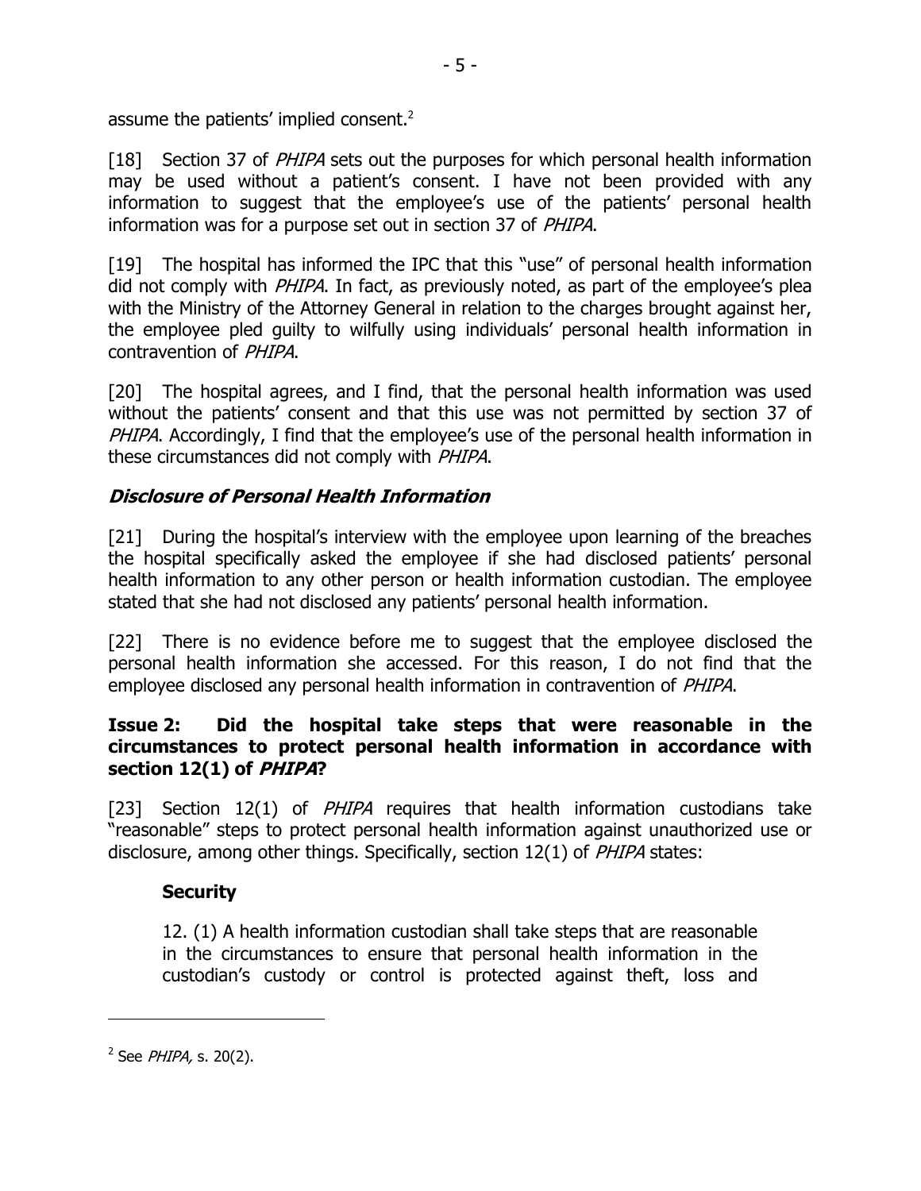assume the patients' implied consent.[2]

[18] Section 37 of *PHIPA* sets out the purposes for which personal health information may be used without a patient's consent. I have not been provided with any information to suggest that the employee's use of the patients' personal health information was for a purpose set out in section 37 of *PHIPA*.

[19] The hospital has informed the IPC that this "use" of personal health information did not comply with *PHIPA*. In fact, as previously noted, as part of the employee's plea with the Ministry of the Attorney General in relation to the charges brought against her, the employee pled guilty to wilfully using individuals' personal health information in contravention of *PHIPA*.

[20] The hospital agrees, and I find, that the personal health information was used without the patients' consent and that this use was not permitted by section 37 of *PHIPA*. Accordingly, I find that the employee's use of the personal health information in these circumstances did not comply with *PHIPA*.

### *Disclosure of Personal Health Information*

[21] During the hospital's interview with the employee upon learning of the breaches the hospital specifically asked the employee if she had disclosed patients' personal health information to any other person or health information custodian. The employee stated that she had not disclosed any patients' personal health information.

[22] There is no evidence before me to suggest that the employee disclosed the personal health information she accessed. For this reason, I do not find that the employee disclosed any personal health information in contravention of *PHIPA*.

### Issue 2: Did the hospital take steps that were reasonable in the circumstances to protect personal health information in accordance with section 12(1) of *PHIPA*?

[23] Section 12(1) of *PHIPA* requires that health information custodians take "reasonable" steps to protect personal health information against unauthorized use or disclosure, among other things. Specifically, section 12(1) of *PHIPA* states:

> **Security**
>
> 12. (1) A health information custodian shall take steps that are reasonable in the circumstances to ensure that personal health information in the custodian's custody or control is protected against theft, loss and

[2] See *PHIPA,* s. 20(2).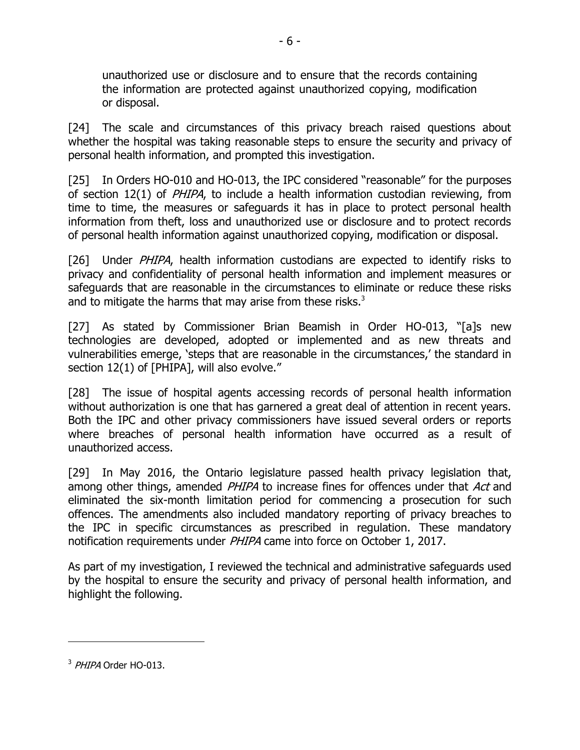> unauthorized use or disclosure and to ensure that the records containing the information are protected against unauthorized copying, modification or disposal.

[24] The scale and circumstances of this privacy breach raised questions about whether the hospital was taking reasonable steps to ensure the security and privacy of personal health information, and prompted this investigation.

[25] In Orders HO-010 and HO-013, the IPC considered "reasonable" for the purposes of section 12(1) of *PHIPA*, to include a health information custodian reviewing, from time to time, the measures or safeguards it has in place to protect personal health information from theft, loss and unauthorized use or disclosure and to protect records of personal health information against unauthorized copying, modification or disposal.

[26] Under *PHIPA*, health information custodians are expected to identify risks to privacy and confidentiality of personal health information and implement measures or safeguards that are reasonable in the circumstances to eliminate or reduce these risks and to mitigate the harms that may arise from these risks.[3]

[27] As stated by Commissioner Brian Beamish in Order HO-013, "[a]s new technologies are developed, adopted or implemented and as new threats and vulnerabilities emerge, 'steps that are reasonable in the circumstances,' the standard in section 12(1) of [PHIPA], will also evolve."

[28] The issue of hospital agents accessing records of personal health information without authorization is one that has garnered a great deal of attention in recent years. Both the IPC and other privacy commissioners have issued several orders or reports where breaches of personal health information have occurred as a result of unauthorized access.

[29] In May 2016, the Ontario legislature passed health privacy legislation that, among other things, amended *PHIPA* to increase fines for offences under that *Act* and eliminated the six-month limitation period for commencing a prosecution for such offences. The amendments also included mandatory reporting of privacy breaches to the IPC in specific circumstances as prescribed in regulation. These mandatory notification requirements under *PHIPA* came into force on October 1, 2017.

As part of my investigation, I reviewed the technical and administrative safeguards used by the hospital to ensure the security and privacy of personal health information, and highlight the following.

---

[3] *PHIPA* Order HO-013.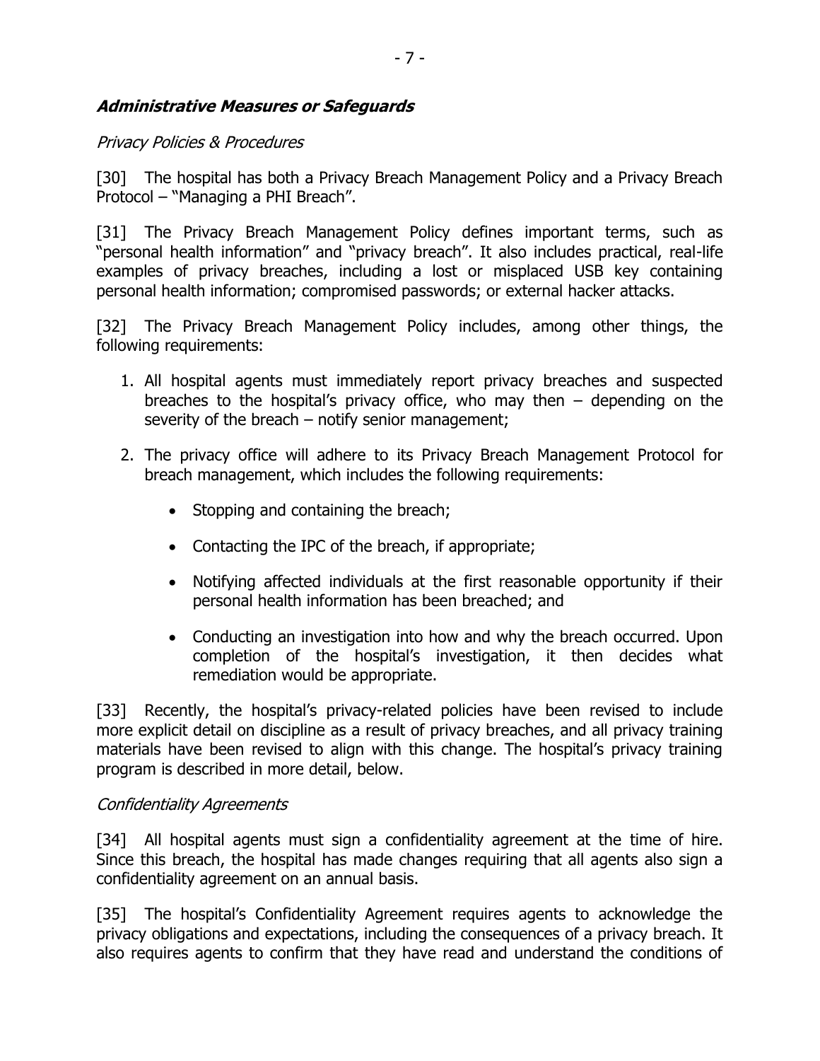### ***Administrative Measures or Safeguards***

*Privacy Policies & Procedures*

[30] The hospital has both a Privacy Breach Management Policy and a Privacy Breach Protocol – "Managing a PHI Breach".

[31] The Privacy Breach Management Policy defines important terms, such as "personal health information" and "privacy breach". It also includes practical, real-life examples of privacy breaches, including a lost or misplaced USB key containing personal health information; compromised passwords; or external hacker attacks.

[32] The Privacy Breach Management Policy includes, among other things, the following requirements:

1. All hospital agents must immediately report privacy breaches and suspected breaches to the hospital's privacy office, who may then – depending on the severity of the breach – notify senior management;
2. The privacy office will adhere to its Privacy Breach Management Protocol for breach management, which includes the following requirements:
   - Stopping and containing the breach;
   - Contacting the IPC of the breach, if appropriate;
   - Notifying affected individuals at the first reasonable opportunity if their personal health information has been breached; and
   - Conducting an investigation into how and why the breach occurred. Upon completion of the hospital's investigation, it then decides what remediation would be appropriate.

[33] Recently, the hospital's privacy-related policies have been revised to include more explicit detail on discipline as a result of privacy breaches, and all privacy training materials have been revised to align with this change. The hospital's privacy training program is described in more detail, below.

*Confidentiality Agreements*

[34] All hospital agents must sign a confidentiality agreement at the time of hire. Since this breach, the hospital has made changes requiring that all agents also sign a confidentiality agreement on an annual basis.

[35] The hospital's Confidentiality Agreement requires agents to acknowledge the privacy obligations and expectations, including the consequences of a privacy breach. It also requires agents to confirm that they have read and understand the conditions of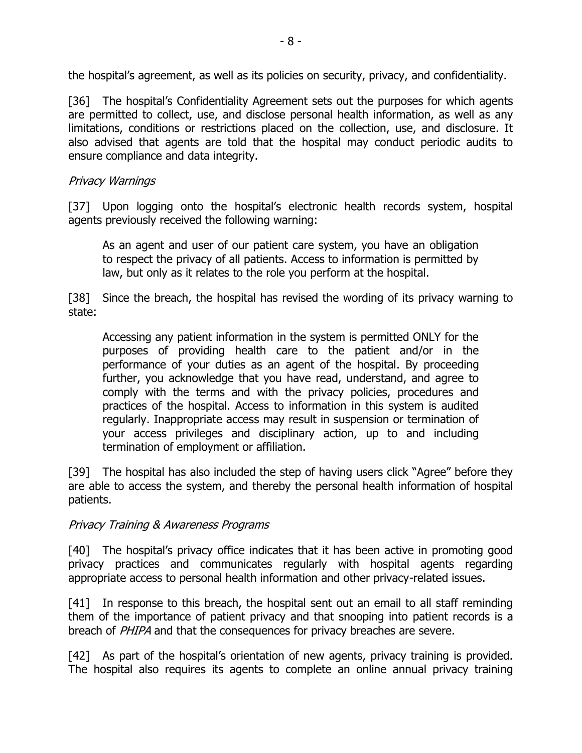the hospital's agreement, as well as its policies on security, privacy, and confidentiality.

[36] The hospital's Confidentiality Agreement sets out the purposes for which agents are permitted to collect, use, and disclose personal health information, as well as any limitations, conditions or restrictions placed on the collection, use, and disclosure. It also advised that agents are told that the hospital may conduct periodic audits to ensure compliance and data integrity.

*Privacy Warnings*

[37] Upon logging onto the hospital's electronic health records system, hospital agents previously received the following warning:

> As an agent and user of our patient care system, you have an obligation to respect the privacy of all patients. Access to information is permitted by law, but only as it relates to the role you perform at the hospital.

[38] Since the breach, the hospital has revised the wording of its privacy warning to state:

> Accessing any patient information in the system is permitted ONLY for the purposes of providing health care to the patient and/or in the performance of your duties as an agent of the hospital. By proceeding further, you acknowledge that you have read, understand, and agree to comply with the terms and with the privacy policies, procedures and practices of the hospital. Access to information in this system is audited regularly. Inappropriate access may result in suspension or termination of your access privileges and disciplinary action, up to and including termination of employment or affiliation.

[39] The hospital has also included the step of having users click "Agree" before they are able to access the system, and thereby the personal health information of hospital patients.

*Privacy Training & Awareness Programs*

[40] The hospital's privacy office indicates that it has been active in promoting good privacy practices and communicates regularly with hospital agents regarding appropriate access to personal health information and other privacy-related issues.

[41] In response to this breach, the hospital sent out an email to all staff reminding them of the importance of patient privacy and that snooping into patient records is a breach of *PHIPA* and that the consequences for privacy breaches are severe.

[42] As part of the hospital's orientation of new agents, privacy training is provided. The hospital also requires its agents to complete an online annual privacy training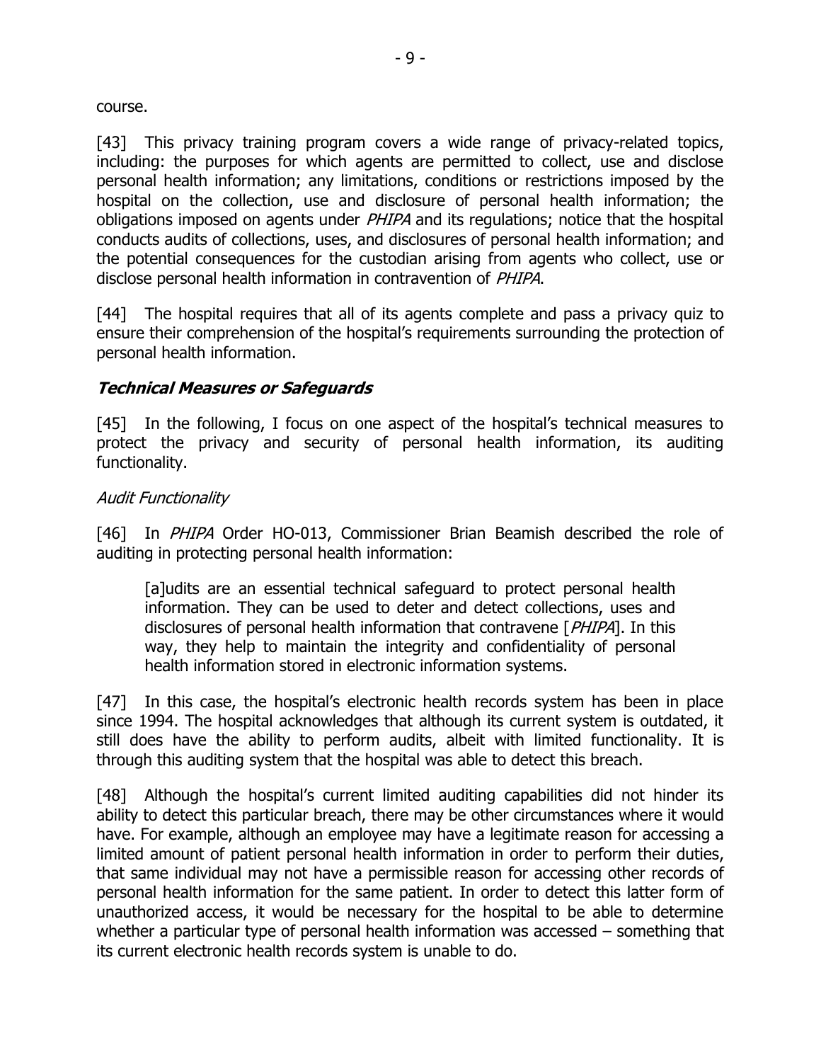course.

[43] This privacy training program covers a wide range of privacy-related topics, including: the purposes for which agents are permitted to collect, use and disclose personal health information; any limitations, conditions or restrictions imposed by the hospital on the collection, use and disclosure of personal health information; the obligations imposed on agents under *PHIPA* and its regulations; notice that the hospital conducts audits of collections, uses, and disclosures of personal health information; and the potential consequences for the custodian arising from agents who collect, use or disclose personal health information in contravention of *PHIPA*.

[44] The hospital requires that all of its agents complete and pass a privacy quiz to ensure their comprehension of the hospital's requirements surrounding the protection of personal health information.

### ***Technical Measures or Safeguards***

[45] In the following, I focus on one aspect of the hospital's technical measures to protect the privacy and security of personal health information, its auditing functionality.

*Audit Functionality*

[46] In *PHIPA* Order HO-013, Commissioner Brian Beamish described the role of auditing in protecting personal health information:

> [a]udits are an essential technical safeguard to protect personal health information. They can be used to deter and detect collections, uses and disclosures of personal health information that contravene [*PHIPA*]. In this way, they help to maintain the integrity and confidentiality of personal health information stored in electronic information systems.

[47] In this case, the hospital's electronic health records system has been in place since 1994. The hospital acknowledges that although its current system is outdated, it still does have the ability to perform audits, albeit with limited functionality. It is through this auditing system that the hospital was able to detect this breach.

[48] Although the hospital's current limited auditing capabilities did not hinder its ability to detect this particular breach, there may be other circumstances where it would have. For example, although an employee may have a legitimate reason for accessing a limited amount of patient personal health information in order to perform their duties, that same individual may not have a permissible reason for accessing other records of personal health information for the same patient. In order to detect this latter form of unauthorized access, it would be necessary for the hospital to be able to determine whether a particular type of personal health information was accessed – something that its current electronic health records system is unable to do.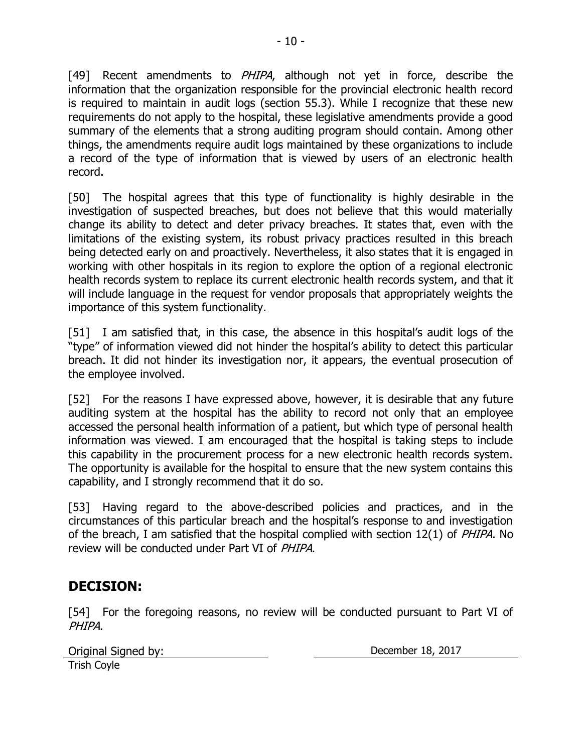[49] Recent amendments to *PHIPA*, although not yet in force, describe the information that the organization responsible for the provincial electronic health record is required to maintain in audit logs (section 55.3). While I recognize that these new requirements do not apply to the hospital, these legislative amendments provide a good summary of the elements that a strong auditing program should contain. Among other things, the amendments require audit logs maintained by these organizations to include a record of the type of information that is viewed by users of an electronic health record.

[50] The hospital agrees that this type of functionality is highly desirable in the investigation of suspected breaches, but does not believe that this would materially change its ability to detect and deter privacy breaches. It states that, even with the limitations of the existing system, its robust privacy practices resulted in this breach being detected early on and proactively. Nevertheless, it also states that it is engaged in working with other hospitals in its region to explore the option of a regional electronic health records system to replace its current electronic health records system, and that it will include language in the request for vendor proposals that appropriately weights the importance of this system functionality.

[51] I am satisfied that, in this case, the absence in this hospital's audit logs of the "type" of information viewed did not hinder the hospital's ability to detect this particular breach. It did not hinder its investigation nor, it appears, the eventual prosecution of the employee involved.

[52] For the reasons I have expressed above, however, it is desirable that any future auditing system at the hospital has the ability to record not only that an employee accessed the personal health information of a patient, but which type of personal health information was viewed. I am encouraged that the hospital is taking steps to include this capability in the procurement process for a new electronic health records system. The opportunity is available for the hospital to ensure that the new system contains this capability, and I strongly recommend that it do so.

[53] Having regard to the above-described policies and practices, and in the circumstances of this particular breach and the hospital's response to and investigation of the breach, I am satisfied that the hospital complied with section 12(1) of *PHIPA*. No review will be conducted under Part VI of *PHIPA*.

## DECISION:

[54] For the foregoing reasons, no review will be conducted pursuant to Part VI of *PHIPA*.

Original Signed by: December 18, 2017

Trish Coyle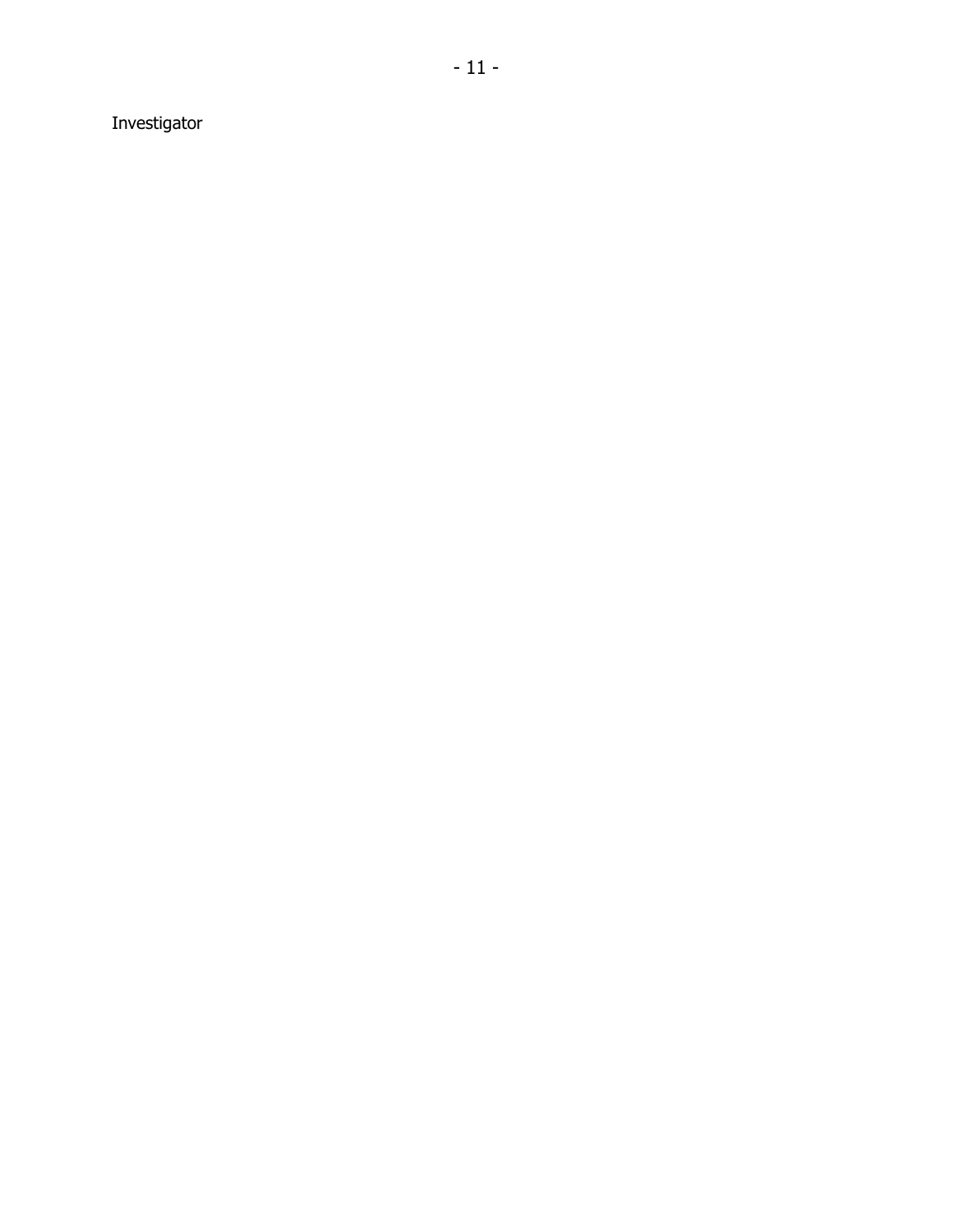Investigator